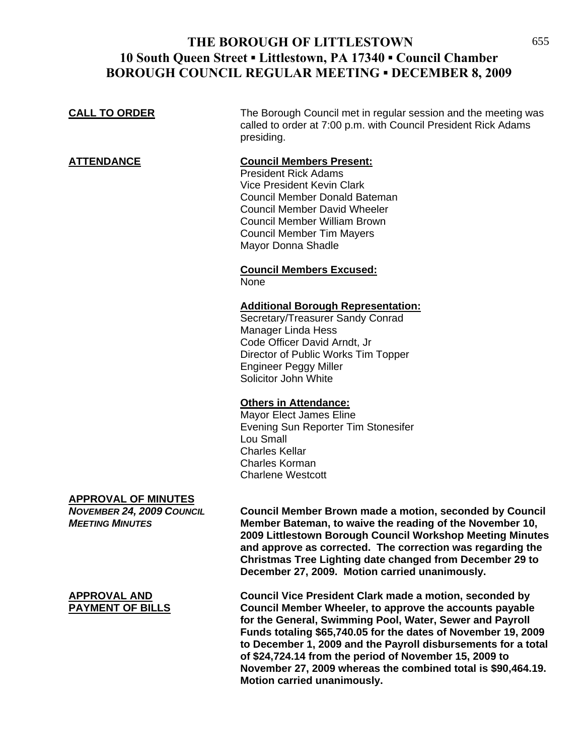# THE BOROUGH OF LITTLESTOWN
## 10 South Queen Street ▪ Littlestown, PA 17340 ▪ Council Chamber
## BOROUGH COUNCIL REGULAR MEETING ▪ DECEMBER 8, 2009

**CALL TO ORDER**

The Borough Council met in regular session and the meeting was called to order at 7:00 p.m. with Council President Rick Adams presiding.

**ATTENDANCE**

**Council Members Present:**
President Rick Adams
Vice President Kevin Clark
Council Member Donald Bateman
Council Member David Wheeler
Council Member William Brown
Council Member Tim Mayers
Mayor Donna Shadle

**Council Members Excused:**
None

**Additional Borough Representation:**
Secretary/Treasurer Sandy Conrad
Manager Linda Hess
Code Officer David Arndt, Jr
Director of Public Works Tim Topper
Engineer Peggy Miller
Solicitor John White

**Others in Attendance:**
Mayor Elect James Eline
Evening Sun Reporter Tim Stonesifer
Lou Small
Charles Kellar
Charles Korman
Charlene Westcott

**APPROVAL OF MINUTES**
***NOVEMBER 24, 2009 COUNCIL MEETING MINUTES***

**Council Member Brown made a motion, seconded by Council Member Bateman, to waive the reading of the November 10, 2009 Littlestown Borough Council Workshop Meeting Minutes and approve as corrected. The correction was regarding the Christmas Tree Lighting date changed from December 29 to December 27, 2009. Motion carried unanimously.**

**APPROVAL AND PAYMENT OF BILLS**

**Council Vice President Clark made a motion, seconded by Council Member Wheeler, to approve the accounts payable for the General, Swimming Pool, Water, Sewer and Payroll Funds totaling $65,740.05 for the dates of November 19, 2009 to December 1, 2009 and the Payroll disbursements for a total of $24,724.14 from the period of November 15, 2009 to November 27, 2009 whereas the combined total is $90,464.19. Motion carried unanimously.**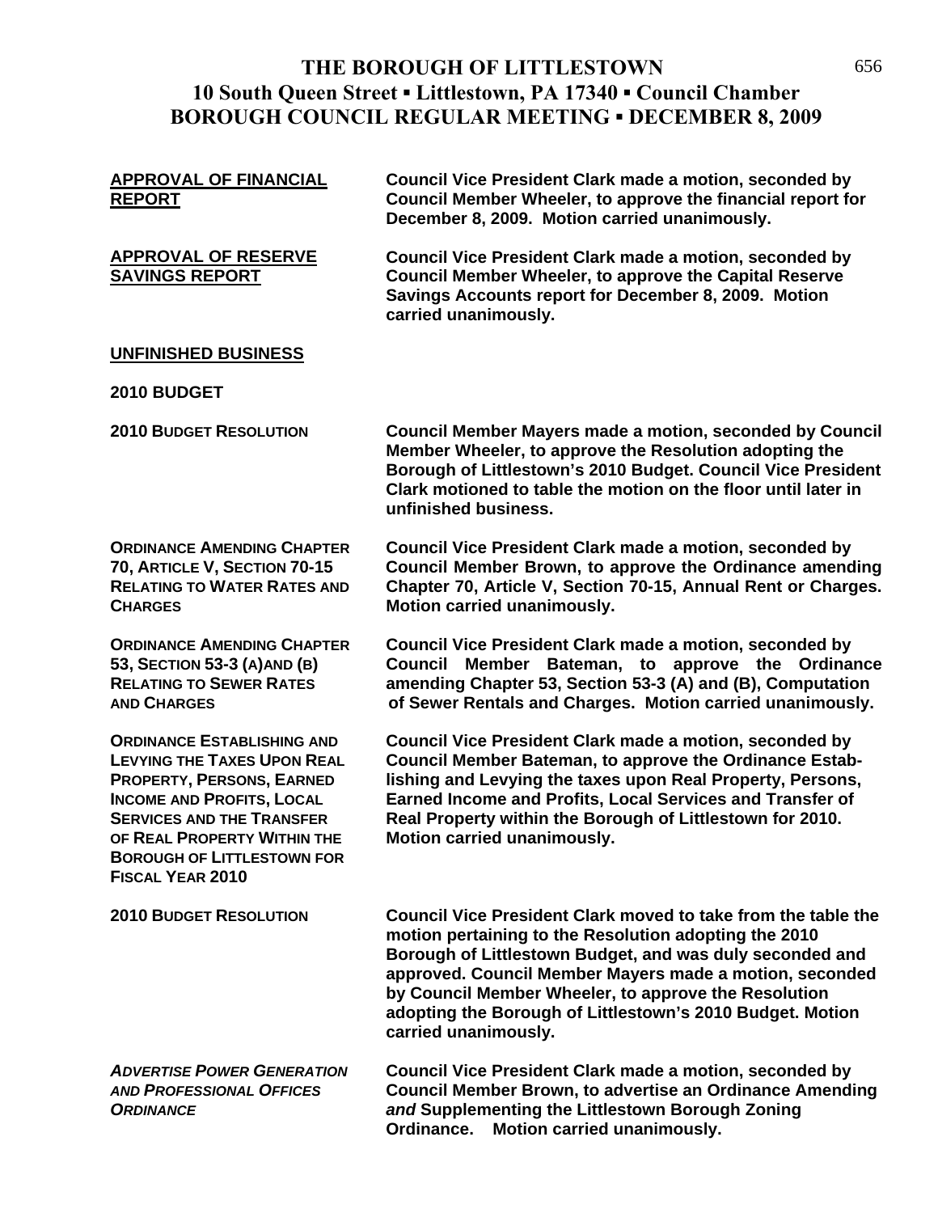# THE BOROUGH OF LITTLESTOWN
## 10 South Queen Street ▪ Littlestown, PA 17340 ▪ Council Chamber
## BOROUGH COUNCIL REGULAR MEETING ▪ DECEMBER 8, 2009

**APPROVAL OF FINANCIAL REPORT**

**Council Vice President Clark made a motion, seconded by Council Member Wheeler, to approve the financial report for December 8, 2009. Motion carried unanimously.**

**APPROVAL OF RESERVE SAVINGS REPORT**

**Council Vice President Clark made a motion, seconded by Council Member Wheeler, to approve the Capital Reserve Savings Accounts report for December 8, 2009. Motion carried unanimously.**

**UNFINISHED BUSINESS**

**2010 BUDGET**

**2010 BUDGET RESOLUTION**

**Council Member Mayers made a motion, seconded by Council Member Wheeler, to approve the Resolution adopting the Borough of Littlestown's 2010 Budget. Council Vice President Clark motioned to table the motion on the floor until later in unfinished business.**

**ORDINANCE AMENDING CHAPTER 70, ARTICLE V, SECTION 70-15 RELATING TO WATER RATES AND CHARGES**

**Council Vice President Clark made a motion, seconded by Council Member Brown, to approve the Ordinance amending Chapter 70, Article V, Section 70-15, Annual Rent or Charges. Motion carried unanimously.**

**ORDINANCE AMENDING CHAPTER 53, SECTION 53-3 (A)AND (B) RELATING TO SEWER RATES AND CHARGES**

**Council Vice President Clark made a motion, seconded by Council Member Bateman, to approve the Ordinance amending Chapter 53, Section 53-3 (A) and (B), Computation of Sewer Rentals and Charges. Motion carried unanimously.**

**ORDINANCE ESTABLISHING AND LEVYING THE TAXES UPON REAL PROPERTY, PERSONS, EARNED INCOME AND PROFITS, LOCAL SERVICES AND THE TRANSFER OF REAL PROPERTY WITHIN THE BOROUGH OF LITTLESTOWN FOR FISCAL YEAR 2010**

**Council Vice President Clark made a motion, seconded by Council Member Bateman, to approve the Ordinance Establishing and Levying the taxes upon Real Property, Persons, Earned Income and Profits, Local Services and Transfer of Real Property within the Borough of Littlestown for 2010. Motion carried unanimously.**

**2010 BUDGET RESOLUTION**

**Council Vice President Clark moved to take from the table the motion pertaining to the Resolution adopting the 2010 Borough of Littlestown Budget, and was duly seconded and approved. Council Member Mayers made a motion, seconded by Council Member Wheeler, to approve the Resolution adopting the Borough of Littlestown's 2010 Budget. Motion carried unanimously.**

***ADVERTISE POWER GENERATION AND PROFESSIONAL OFFICES ORDINANCE***

**Council Vice President Clark made a motion, seconded by Council Member Brown, to advertise an Ordinance Amending *and* Supplementing the Littlestown Borough Zoning Ordinance. Motion carried unanimously.**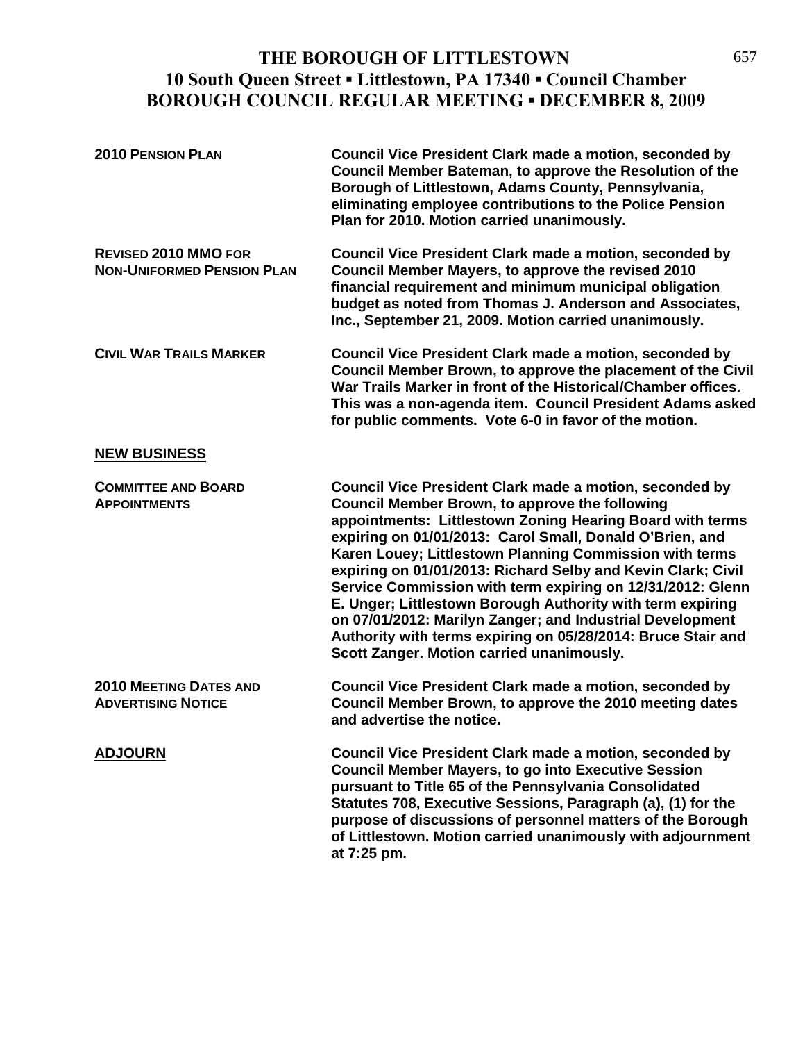# THE BOROUGH OF LITTLESTOWN
## 10 South Queen Street ▪ Littlestown, PA 17340 ▪ Council Chamber
## BOROUGH COUNCIL REGULAR MEETING ▪ DECEMBER 8, 2009

**2010 PENSION PLAN**

**Council Vice President Clark made a motion, seconded by Council Member Bateman, to approve the Resolution of the Borough of Littlestown, Adams County, Pennsylvania, eliminating employee contributions to the Police Pension Plan for 2010. Motion carried unanimously.**

**REVISED 2010 MMO FOR NON-UNIFORMED PENSION PLAN**

**Council Vice President Clark made a motion, seconded by Council Member Mayers, to approve the revised 2010 financial requirement and minimum municipal obligation budget as noted from Thomas J. Anderson and Associates, Inc., September 21, 2009. Motion carried unanimously.**

**CIVIL WAR TRAILS MARKER**

**Council Vice President Clark made a motion, seconded by Council Member Brown, to approve the placement of the Civil War Trails Marker in front of the Historical/Chamber offices. This was a non-agenda item. Council President Adams asked for public comments. Vote 6-0 in favor of the motion.**

## NEW BUSINESS

**COMMITTEE AND BOARD APPOINTMENTS**

**Council Vice President Clark made a motion, seconded by Council Member Brown, to approve the following appointments: Littlestown Zoning Hearing Board with terms expiring on 01/01/2013: Carol Small, Donald O'Brien, and Karen Louey; Littlestown Planning Commission with terms expiring on 01/01/2013: Richard Selby and Kevin Clark; Civil Service Commission with term expiring on 12/31/2012: Glenn E. Unger; Littlestown Borough Authority with term expiring on 07/01/2012: Marilyn Zanger; and Industrial Development Authority with terms expiring on 05/28/2014: Bruce Stair and Scott Zanger. Motion carried unanimously.**

**2010 MEETING DATES AND ADVERTISING NOTICE**

**Council Vice President Clark made a motion, seconded by Council Member Brown, to approve the 2010 meeting dates and advertise the notice.**

## ADJOURN

**Council Vice President Clark made a motion, seconded by Council Member Mayers, to go into Executive Session pursuant to Title 65 of the Pennsylvania Consolidated Statutes 708, Executive Sessions, Paragraph (a), (1) for the purpose of discussions of personnel matters of the Borough of Littlestown. Motion carried unanimously with adjournment at 7:25 pm.**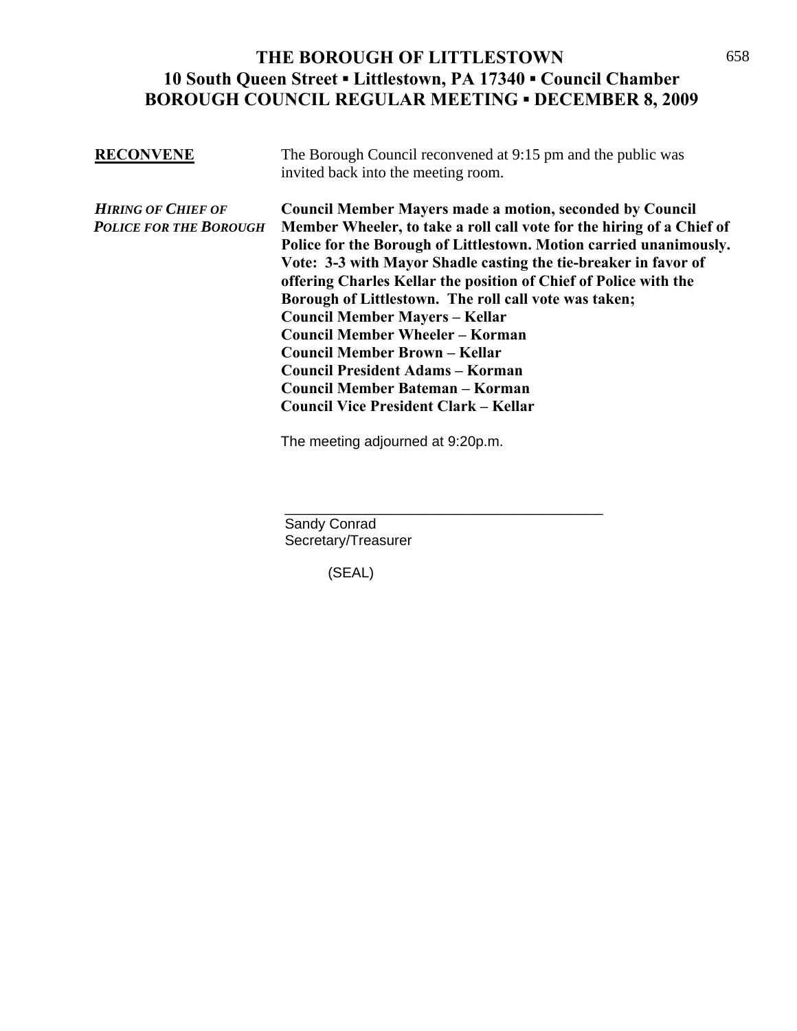# THE BOROUGH OF LITTLESTOWN
## 10 South Queen Street ▪ Littlestown, PA 17340 ▪ Council Chamber
## BOROUGH COUNCIL REGULAR MEETING ▪ DECEMBER 8, 2009

**RECONVENE**

The Borough Council reconvened at 9:15 pm and the public was invited back into the meeting room.

***HIRING OF CHIEF OF POLICE FOR THE BOROUGH***

**Council Member Mayers made a motion, seconded by Council Member Wheeler, to take a roll call vote for the hiring of a Chief of Police for the Borough of Littlestown. Motion carried unanimously. Vote: 3-3 with Mayor Shadle casting the tie-breaker in favor of offering Charles Kellar the position of Chief of Police with the Borough of Littlestown. The roll call vote was taken;**
**Council Member Mayers – Kellar**
**Council Member Wheeler – Korman**
**Council Member Brown – Kellar**
**Council President Adams – Korman**
**Council Member Bateman – Korman**
**Council Vice President Clark – Kellar**

The meeting adjourned at 9:20p.m.

\_\_\_\_\_\_\_\_\_\_\_\_\_\_\_\_\_\_\_\_\_\_\_\_\_\_\_\_\_\_\_\_\_\_\_\_\_\_\_\_
Sandy Conrad
Secretary/Treasurer

(SEAL)